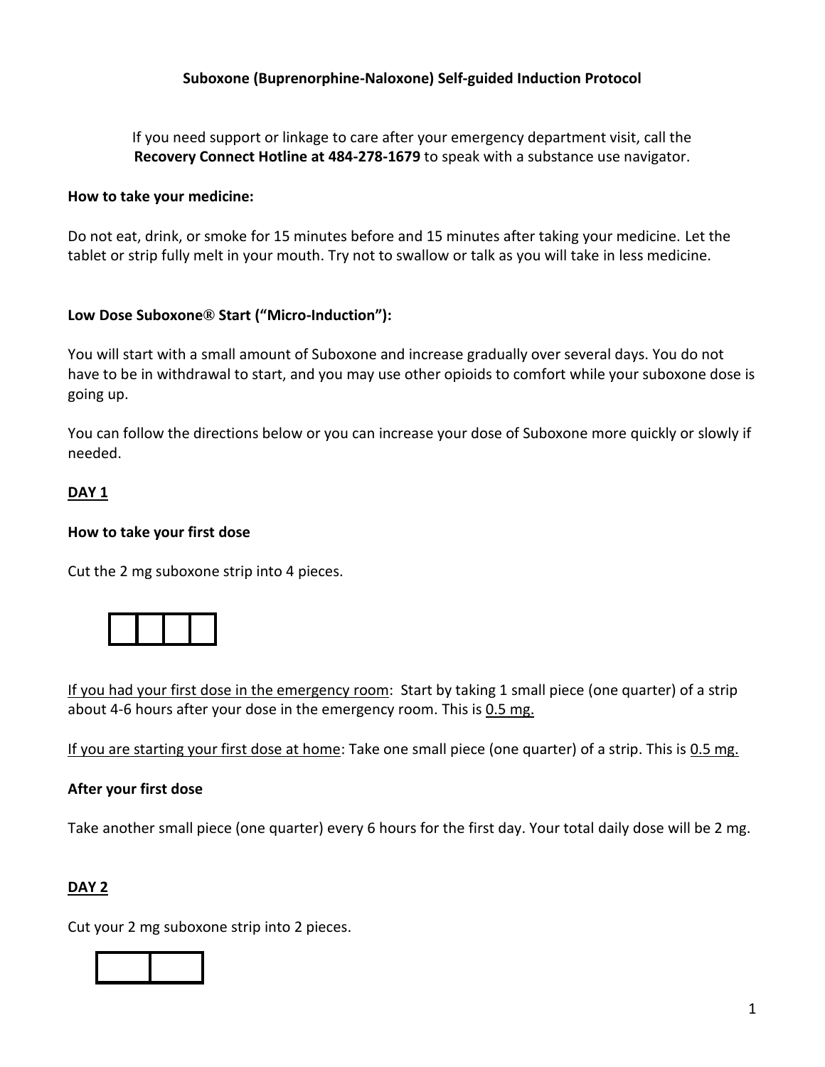# Suboxone (Buprenorphine-Naloxone) Self-guided Induction Protocol

If you need support or linkage to care after your emergency department visit, call the **Recovery Connect Hotline at 484-278-1679** to speak with a substance use navigator.

**How to take your medicine:**

Do not eat, drink, or smoke for 15 minutes before and 15 minutes after taking your medicine. Let the tablet or strip fully melt in your mouth. Try not to swallow or talk as you will take in less medicine.

**Low Dose Suboxone® Start ("Micro-Induction"):**

You will start with a small amount of Suboxone and increase gradually over several days. You do not have to be in withdrawal to start, and you may use other opioids to comfort while your suboxone dose is going up.

You can follow the directions below or you can increase your dose of Suboxone more quickly or slowly if needed.

## DAY 1

**How to take your first dose**

Cut the 2 mg suboxone strip into 4 pieces.

If you had your first dose in the emergency room: Start by taking 1 small piece (one quarter) of a strip about 4-6 hours after your dose in the emergency room. This is 0.5 mg.

If you are starting your first dose at home: Take one small piece (one quarter) of a strip. This is 0.5 mg.

**After your first dose**

Take another small piece (one quarter) every 6 hours for the first day. Your total daily dose will be 2 mg.

## DAY 2

Cut your 2 mg suboxone strip into 2 pieces.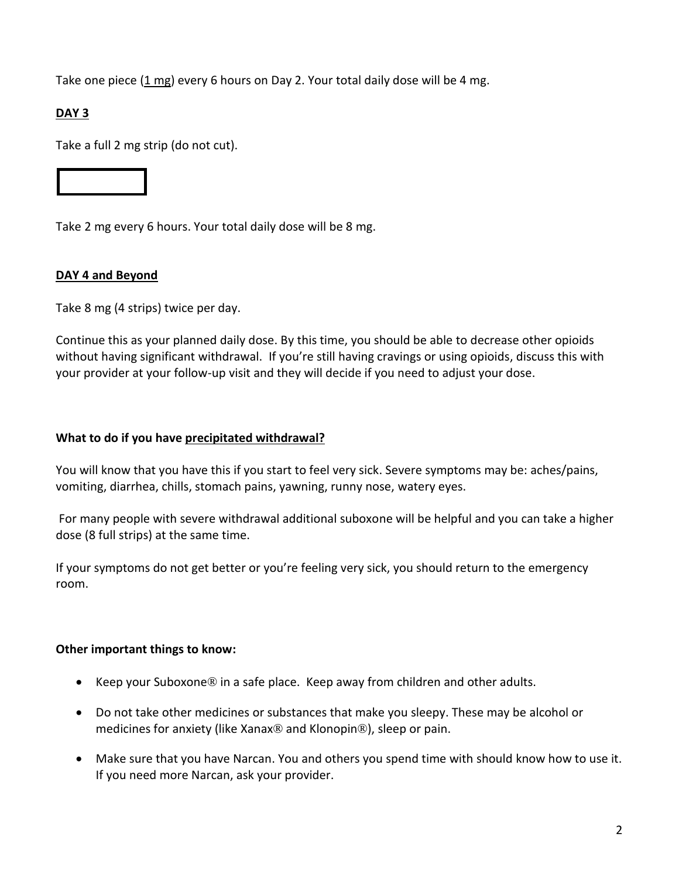Take one piece (<u>1 mg</u>) every 6 hours on Day 2. Your total daily dose will be 4 mg.

**<u>DAY 3</u>**

Take a full 2 mg strip (do not cut).

Take 2 mg every 6 hours. Your total daily dose will be 8 mg.

**<u>DAY 4 and Beyond</u>**

Take 8 mg (4 strips) twice per day.

Continue this as your planned daily dose. By this time, you should be able to decrease other opioids without having significant withdrawal. If you're still having cravings or using opioids, discuss this with your provider at your follow-up visit and they will decide if you need to adjust your dose.

**What to do if you have <u>precipitated withdrawal?</u>**

You will know that you have this if you start to feel very sick. Severe symptoms may be: aches/pains, vomiting, diarrhea, chills, stomach pains, yawning, runny nose, watery eyes.

For many people with severe withdrawal additional suboxone will be helpful and you can take a higher dose (8 full strips) at the same time.

If your symptoms do not get better or you're feeling very sick, you should return to the emergency room.

**Other important things to know:**

- Keep your Suboxone® in a safe place. Keep away from children and other adults.
- Do not take other medicines or substances that make you sleepy. These may be alcohol or medicines for anxiety (like Xanax® and Klonopin®), sleep or pain.
- Make sure that you have Narcan. You and others you spend time with should know how to use it. If you need more Narcan, ask your provider.